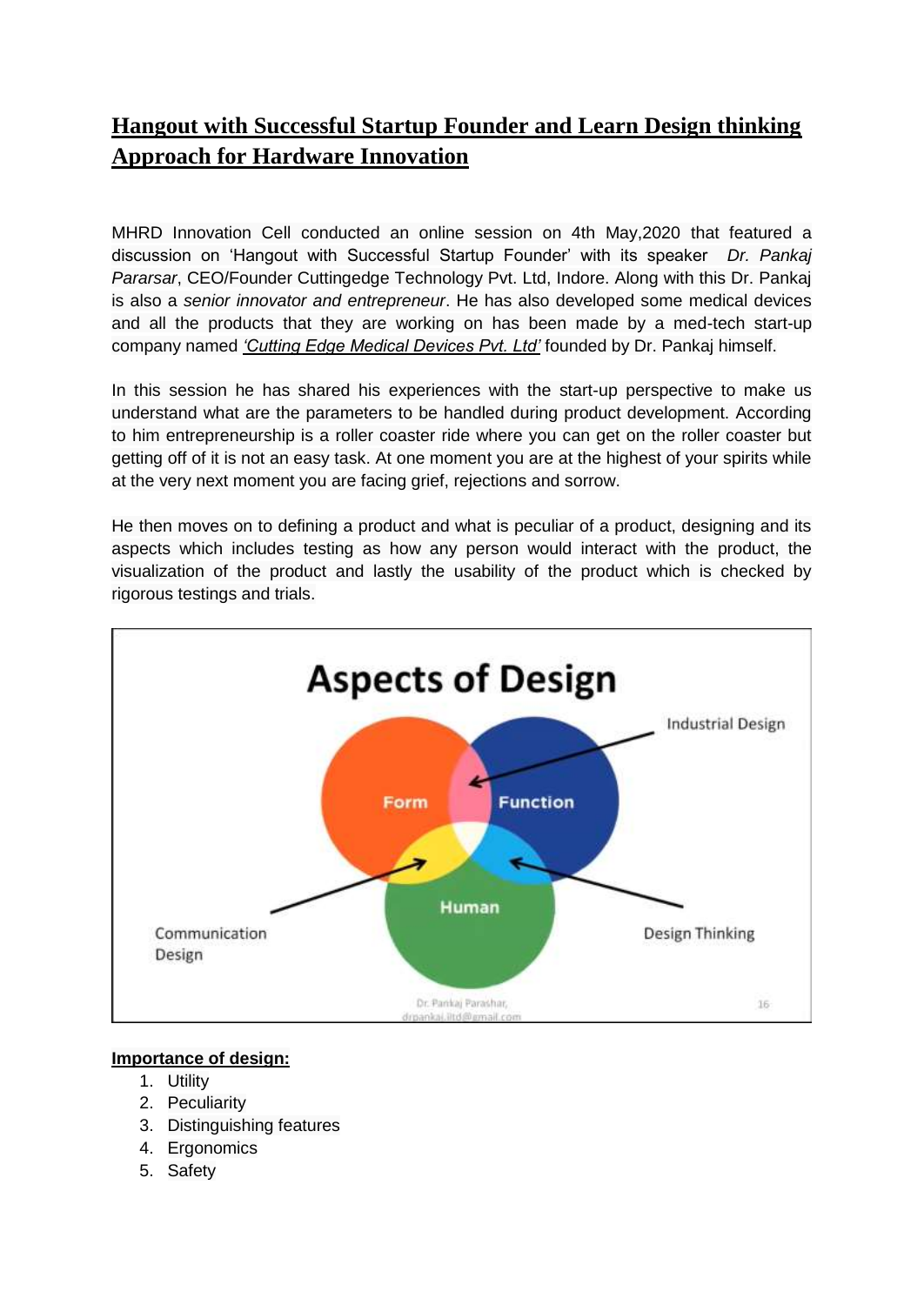# Hangout with Successful Startup Founder and Learn Design thinking Approach for Hardware Innovation

MHRD Innovation Cell conducted an online session on 4th May,2020 that featured a discussion on 'Hangout with Successful Startup Founder' with its speaker *Dr. Pankaj Pararsar*, CEO/Founder Cuttingedge Technology Pvt. Ltd, Indore. Along with this Dr. Pankaj is also a *senior innovator and entrepreneur*. He has also developed some medical devices and all the products that they are working on has been made by a med-tech start-up company named *'Cutting Edge Medical Devices Pvt. Ltd'* founded by Dr. Pankaj himself.

In this session he has shared his experiences with the start-up perspective to make us understand what are the parameters to be handled during product development. According to him entrepreneurship is a roller coaster ride where you can get on the roller coaster but getting off of it is not an easy task. At one moment you are at the highest of your spirits while at the very next moment you are facing grief, rejections and sorrow.

He then moves on to defining a product and what is peculiar of a product, designing and its aspects which includes testing as how any person would interact with the product, the visualization of the product and lastly the usability of the product which is checked by rigorous testings and trials.

**Aspects of Design**

Form / Function / Human — Industrial Design (Form ∩ Function), Communication Design (Form ∩ Human), Design Thinking (Function ∩ Human)

Dr. Pankaj Parashar, drpankaj.iitd@gmail.com

**Importance of design:**

1. Utility
2. Peculiarity
3. Distinguishing features
4. Ergonomics
5. Safety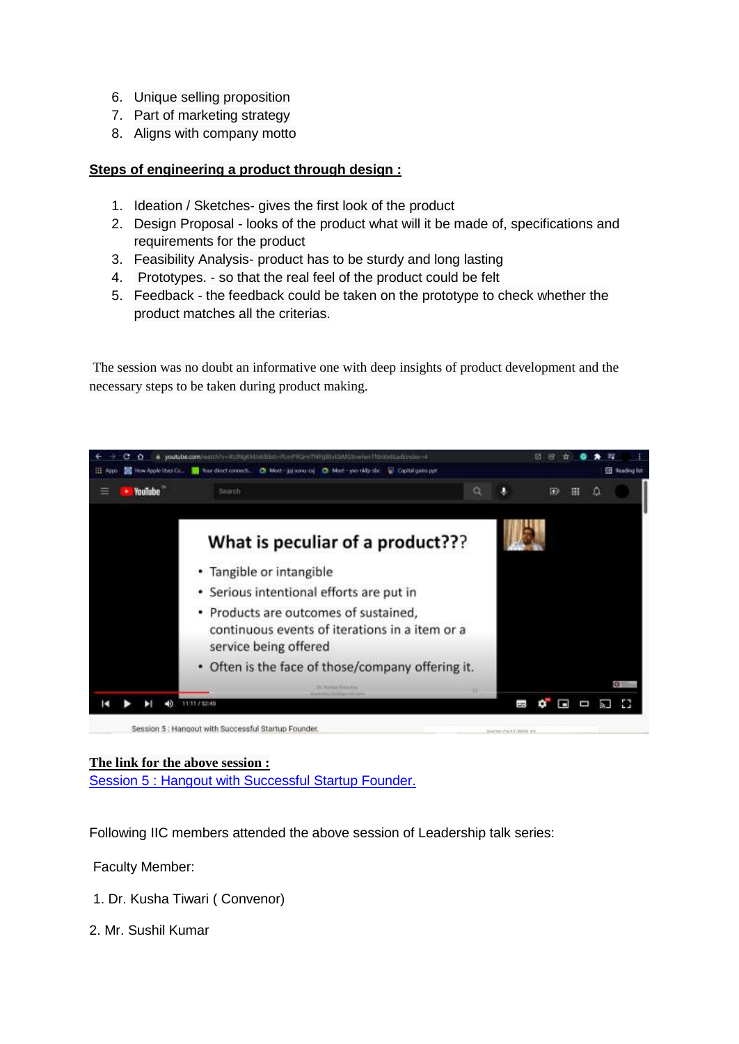6. Unique selling proposition
7. Part of marketing strategy
8. Aligns with company motto

**Steps of engineering a product through design :**

1. Ideation / Sketches- gives the first look of the product
2. Design Proposal - looks of the product what will it be made of, specifications and requirements for the product
3. Feasibility Analysis- product has to be sturdy and long lasting
4. Prototypes. - so that the real feel of the product could be felt
5. Feedback - the feedback could be taken on the prototype to check whether the product matches all the criterias.

The session was no doubt an informative one with deep insights of product development and the necessary steps to be taken during product making.

**The link for the above session :**

Session 5 : Hangout with Successful Startup Founder.

Following IIC members attended the above session of Leadership talk series:

Faculty Member:

1. Dr. Kusha Tiwari ( Convenor)
2. Mr. Sushil Kumar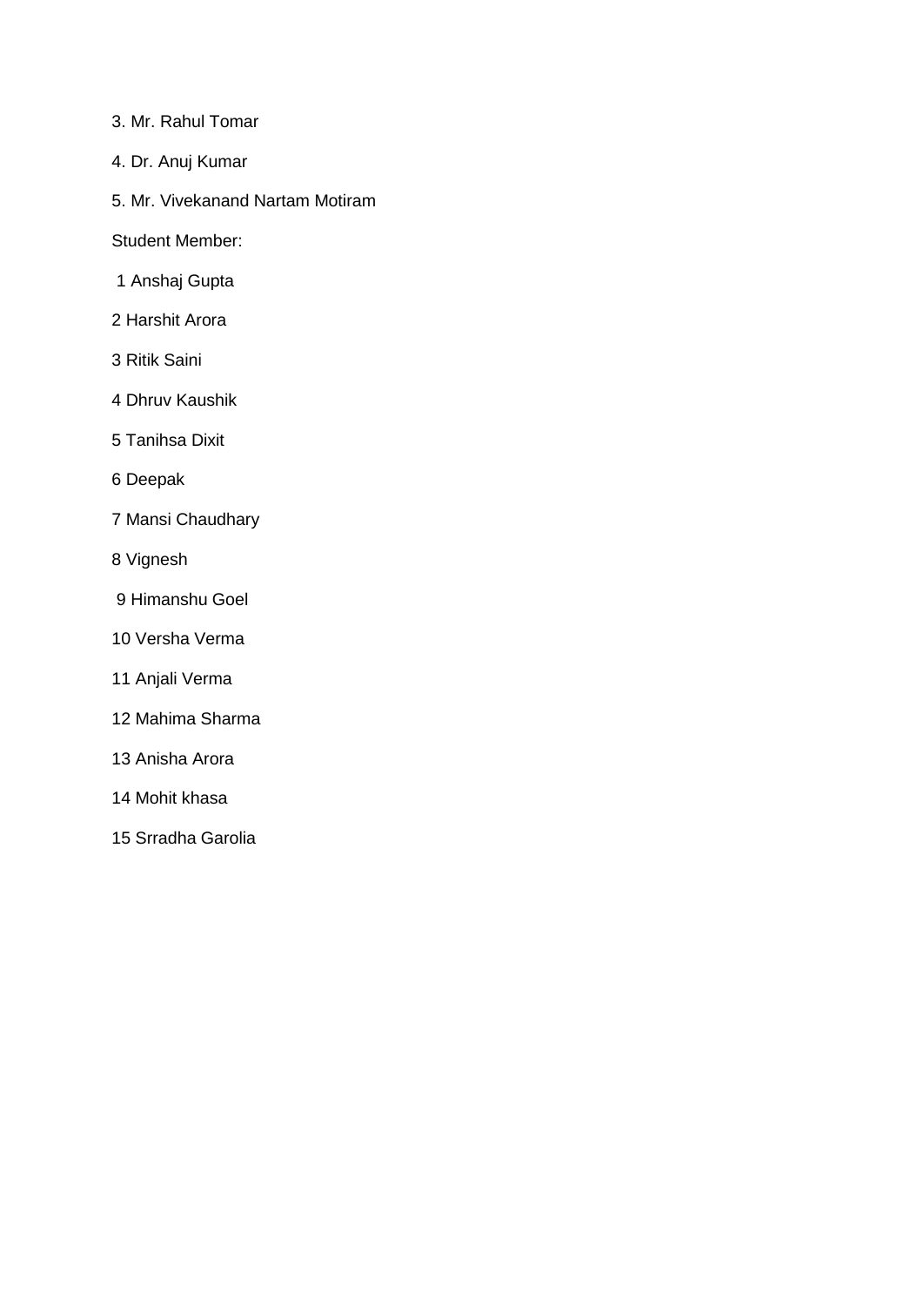3. Mr. Rahul Tomar

4. Dr. Anuj Kumar

5. Mr. Vivekanand Nartam Motiram

Student Member:

1 Anshaj Gupta

2 Harshit Arora

3 Ritik Saini

4 Dhruv Kaushik

5 Tanihsa Dixit

6 Deepak

7 Mansi Chaudhary

8 Vignesh

9 Himanshu Goel

10 Versha Verma

11 Anjali Verma

12 Mahima Sharma

13 Anisha Arora

14 Mohit khasa

15 Srradha Garolia